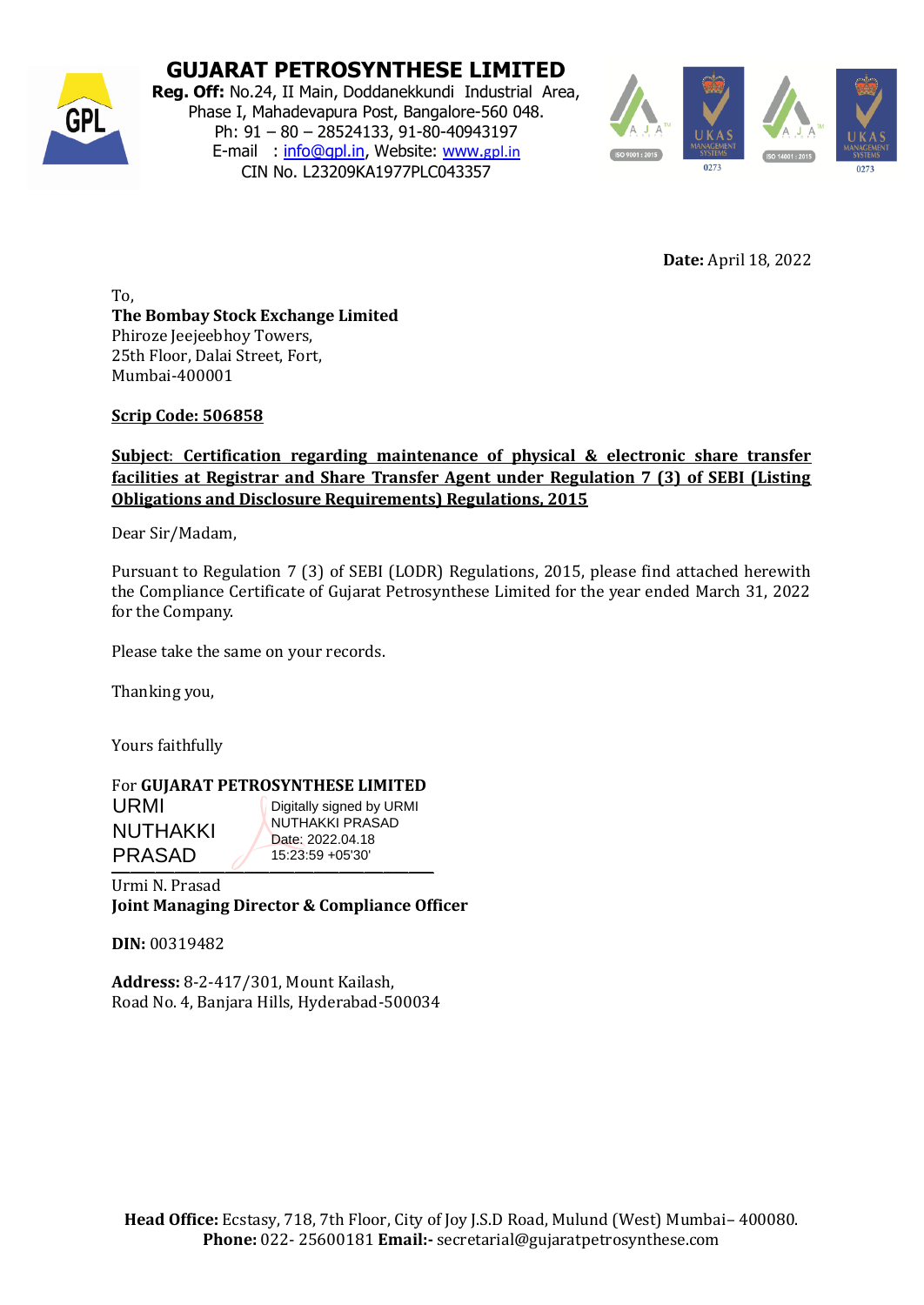# GUJARAT PETROSYNTHESE LIMITED

**Reg. Off:** No.24, II Main, Doddanekkundi Industrial Area,
Phase I, Mahadevapura Post, Bangalore-560 048.
Ph: 91 – 80 – 28524133, 91-80-40943197
E-mail : info@gpl.in, Website: www.gpl.in
CIN No. L23209KA1977PLC043357

**Date:** April 18, 2022

To,
**The Bombay Stock Exchange Limited**
Phiroze Jeejeebhoy Towers,
25th Floor, Dalai Street, Fort,
Mumbai-400001

**Scrip Code: 506858**

**Subject: Certification regarding maintenance of physical & electronic share transfer facilities at Registrar and Share Transfer Agent under Regulation 7 (3) of SEBI (Listing Obligations and Disclosure Requirements) Regulations, 2015**

Dear Sir/Madam,

Pursuant to Regulation 7 (3) of SEBI (LODR) Regulations, 2015, please find attached herewith the Compliance Certificate of Gujarat Petrosynthese Limited for the year ended March 31, 2022 for the Company.

Please take the same on your records.

Thanking you,

Yours faithfully

For **GUJARAT PETROSYNTHESE LIMITED**

URMI NUTHAKKI PRASAD
Digitally signed by URMI NUTHAKKI PRASAD
Date: 2022.04.18 15:23:59 +05'30'

Urmi N. Prasad
**Joint Managing Director & Compliance Officer**

**DIN:** 00319482

**Address:** 8-2-417/301, Mount Kailash,
Road No. 4, Banjara Hills, Hyderabad-500034

**Head Office:** Ecstasy, 718, 7th Floor, City of Joy J.S.D Road, Mulund (West) Mumbai– 400080.
**Phone:** 022- 25600181 **Email:-** secretarial@gujaratpetrosynthese.com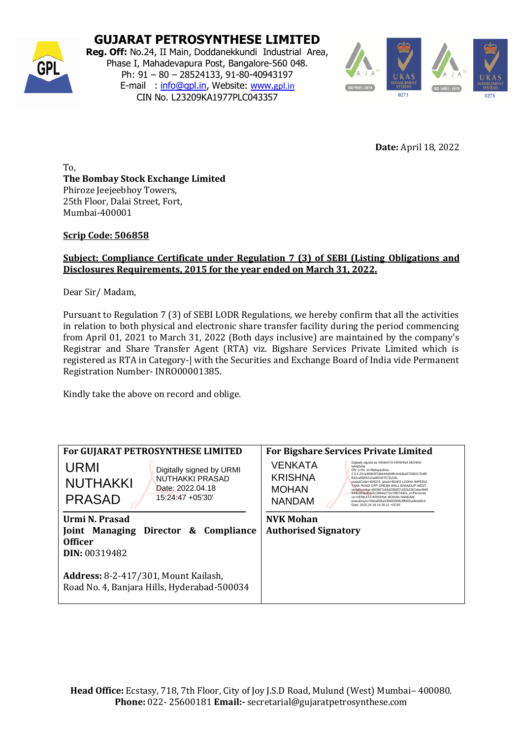# GUJARAT PETROSYNTHESE LIMITED

**Reg. Off:** No.24, II Main, Doddanekkundi Industrial Area, Phase I, Mahadevapura Post, Bangalore-560 048.
Ph: 91 – 80 – 28524133, 91-80-40943197
E-mail : info@gpl.in, Website: www.gpl.in
CIN No. L23209KA1977PLC043357

**Date:** April 18, 2022

To,
**The Bombay Stock Exchange Limited**
Phiroze Jeejeebhoy Towers,
25th Floor, Dalai Street, Fort,
Mumbai-400001

**Scrip Code: 506858**

**Subject: Compliance Certificate under Regulation 7 (3) of SEBI (Listing Obligations and Disclosures Requirements, 2015 for the year ended on March 31, 2022.**

Dear Sir/ Madam,

Pursuant to Regulation 7 (3) of SEBI LODR Regulations, we hereby confirm that all the activities in relation to both physical and electronic share transfer facility during the period commencing from April 01, 2021 to March 31, 2022 (Both days inclusive) are maintained by the company's Registrar and Share Transfer Agent (RTA) viz. Bigshare Services Private Limited which is registered as RTA in Category-| with the Securities and Exchange Board of India vide Permanent Registration Number- INRO00001385.

Kindly take the above on record and oblige.

| **For GUJARAT PETROSYNTHESE LIMITED** | **For Bigshare Services Private Limited** |
| --- | --- |
| URMI NUTHAKKI PRASAD — Digitally signed by URMI NUTHAKKI PRASAD Date: 2022.04.18 15:24:47 +05'30' | VENKATA KRISHNA MOHAN NANDAM — Digitally signed by VENKATA KRISHNA MOHAN NANDAM Date: 2022.04.18 14:28:12 +05'30' |
| **Urmi N. Prasad**<br>**Joint Managing Director & Compliance Officer**<br>**DIN:** 00319482<br><br>**Address:** 8-2-417/301, Mount Kailash, Road No. 4, Banjara Hills, Hyderabad-500034 | **NVK Mohan**<br>**Authorised Signatory** |

**Head Office:** Ecstasy, 718, 7th Floor, City of Joy J.S.D Road, Mulund (West) Mumbai– 400080.
**Phone:** 022- 25600181 **Email:-** secretarial@gujaratpetrosynthese.com